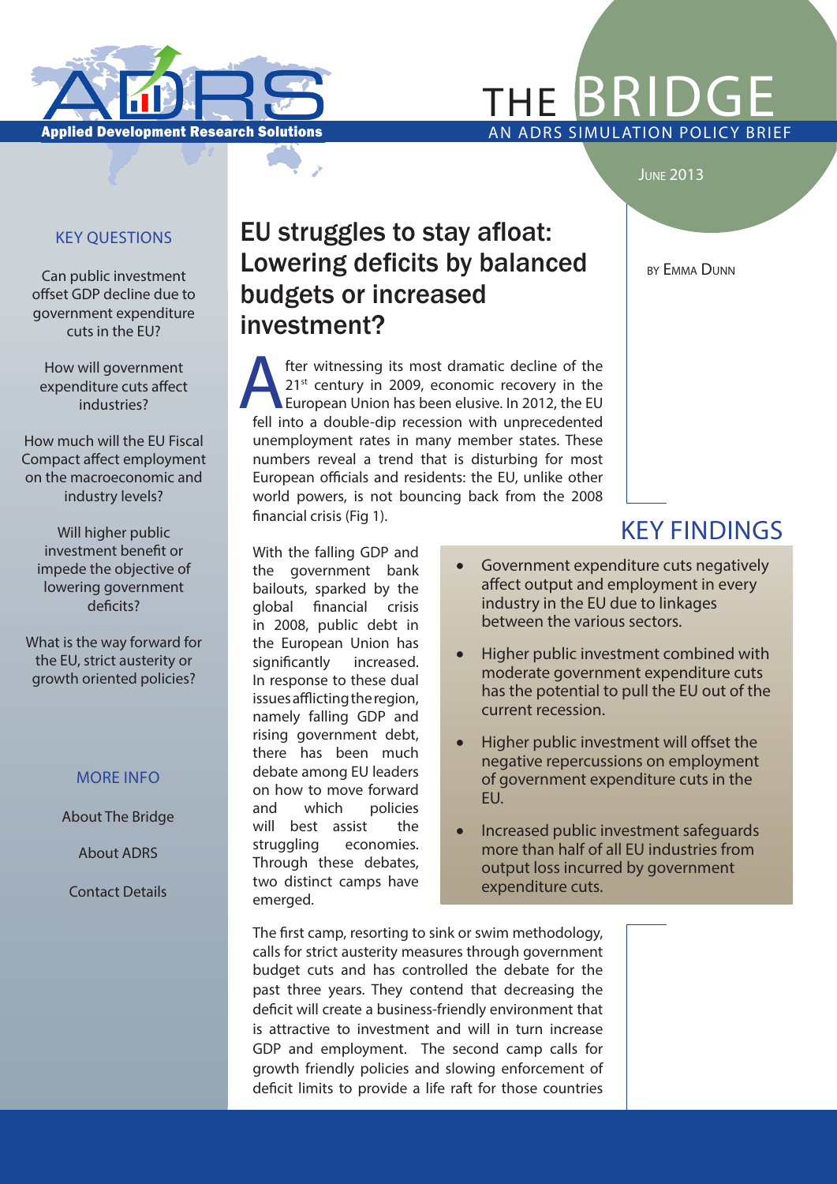ADRS

Applied Development Research Solutions

# THE BRIDGE

AN ADRS SIMULATION POLICY BRIEF

June 2013

## KEY QUESTIONS

Can public investment offset GDP decline due to government expenditure cuts in the EU?

How will government expenditure cuts affect industries?

How much will the EU Fiscal Compact affect employment on the macroeconomic and industry levels?

Will higher public investment benefit or impede the objective of lowering government deficits?

What is the way forward for the EU, strict austerity or growth oriented policies?

## MORE INFO

About The Bridge

About ADRS

Contact Details

# EU struggles to stay afloat: Lowering deficits by balanced budgets or increased investment?

by Emma Dunn

After witnessing its most dramatic decline of the 21st century in 2009, economic recovery in the European Union has been elusive. In 2012, the EU fell into a double-dip recession with unprecedented unemployment rates in many member states. These numbers reveal a trend that is disturbing for most European officials and residents: the EU, unlike other world powers, is not bouncing back from the 2008 financial crisis (Fig 1).

With the falling GDP and the government bank bailouts, sparked by the global financial crisis in 2008, public debt in the European Union has significantly increased. In response to these dual issues afflicting the region, namely falling GDP and rising government debt, there has been much debate among EU leaders on how to move forward and which policies will best assist the struggling economies. Through these debates, two distinct camps have emerged.

## KEY FINDINGS

- Government expenditure cuts negatively affect output and employment in every industry in the EU due to linkages between the various sectors.
- Higher public investment combined with moderate government expenditure cuts has the potential to pull the EU out of the current recession.
- Higher public investment will offset the negative repercussions on employment of government expenditure cuts in the EU.
- Increased public investment safeguards more than half of all EU industries from output loss incurred by government expenditure cuts.

The first camp, resorting to sink or swim methodology, calls for strict austerity measures through government budget cuts and has controlled the debate for the past three years. They contend that decreasing the deficit will create a business-friendly environment that is attractive to investment and will in turn increase GDP and employment. The second camp calls for growth friendly policies and slowing enforcement of deficit limits to provide a life raft for those countries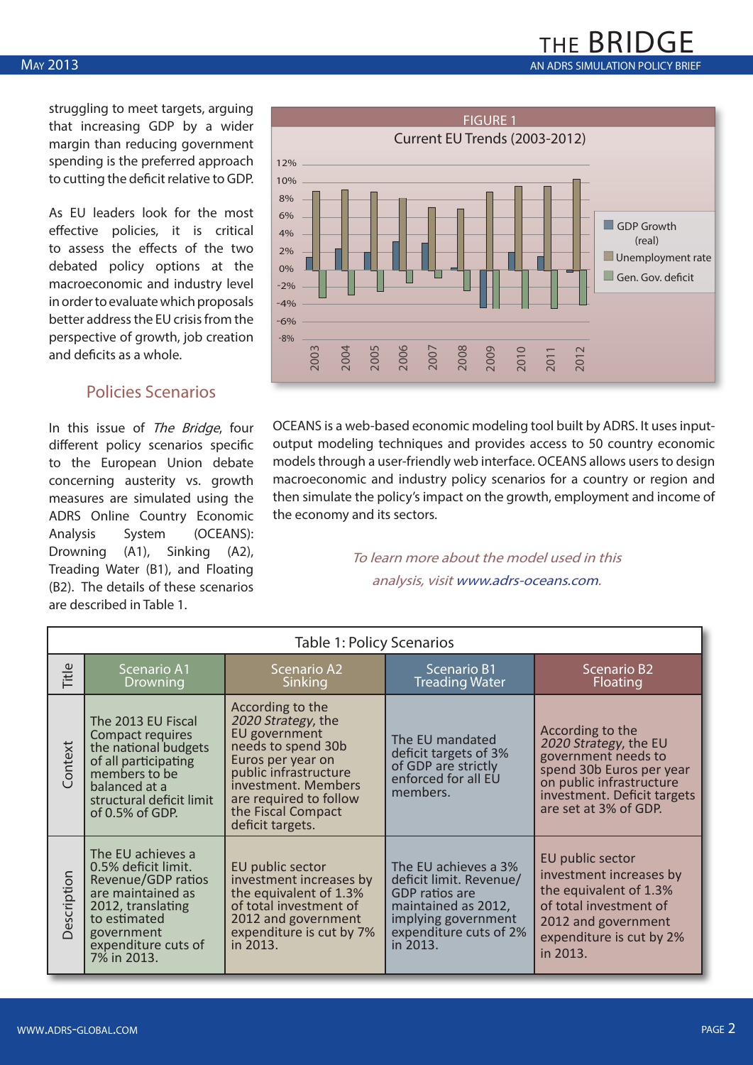struggling to meet targets, arguing that increasing GDP by a wider margin than reducing government spending is the preferred approach to cutting the deficit relative to GDP.

As EU leaders look for the most effective policies, it is critical to assess the effects of the two debated policy options at the macroeconomic and industry level in order to evaluate which proposals better address the EU crisis from the perspective of growth, job creation and deficits as a whole.

FIGURE 1

Current EU Trends (2003-2012)

## Policies Scenarios

In this issue of *The Bridge*, four different policy scenarios specific to the European Union debate concerning austerity vs. growth measures are simulated using the ADRS Online Country Economic Analysis System (OCEANS): Drowning (A1), Sinking (A2), Treading Water (B1), and Floating (B2). The details of these scenarios are described in Table 1.

OCEANS is a web-based economic modeling tool built by ADRS. It uses input-output modeling techniques and provides access to 50 country economic models through a user-friendly web interface. OCEANS allows users to design macroeconomic and industry policy scenarios for a country or region and then simulate the policy's impact on the growth, employment and income of the economy and its sectors.

*To learn more about the model used in this analysis, visit www.adrs-oceans.com.*

Table 1: Policy Scenarios

| Title | Scenario A1 Drowning | Scenario A2 Sinking | Scenario B1 Treading Water | Scenario B2 Floating |
|---|---|---|---|---|
| Context | The 2013 EU Fiscal Compact requires the national budgets of all participating members to be balanced at a structural deficit limit of 0.5% of GDP. | According to the *2020 Strategy*, the EU government needs to spend 30b Euros per year on public infrastructure investment. Members are required to follow the Fiscal Compact deficit targets. | The EU mandated deficit targets of 3% of GDP are strictly enforced for all EU members. | According to the *2020 Strategy*, the EU government needs to spend 30b Euros per year on public infrastructure investment. Deficit targets are set at 3% of GDP. |
| Description | The EU achieves a 0.5% deficit limit. Revenue/GDP ratios are maintained as 2012, translating to estimated government expenditure cuts of 7% in 2013. | EU public sector investment increases by the equivalent of 1.3% of total investment of 2012 and government expenditure is cut by 7% in 2013. | The EU achieves a 3% deficit limit. Revenue/GDP ratios are maintained as 2012, implying government expenditure cuts of 2% in 2013. | EU public sector investment increases by the equivalent of 1.3% of total investment of 2012 and government expenditure is cut by 2% in 2013. |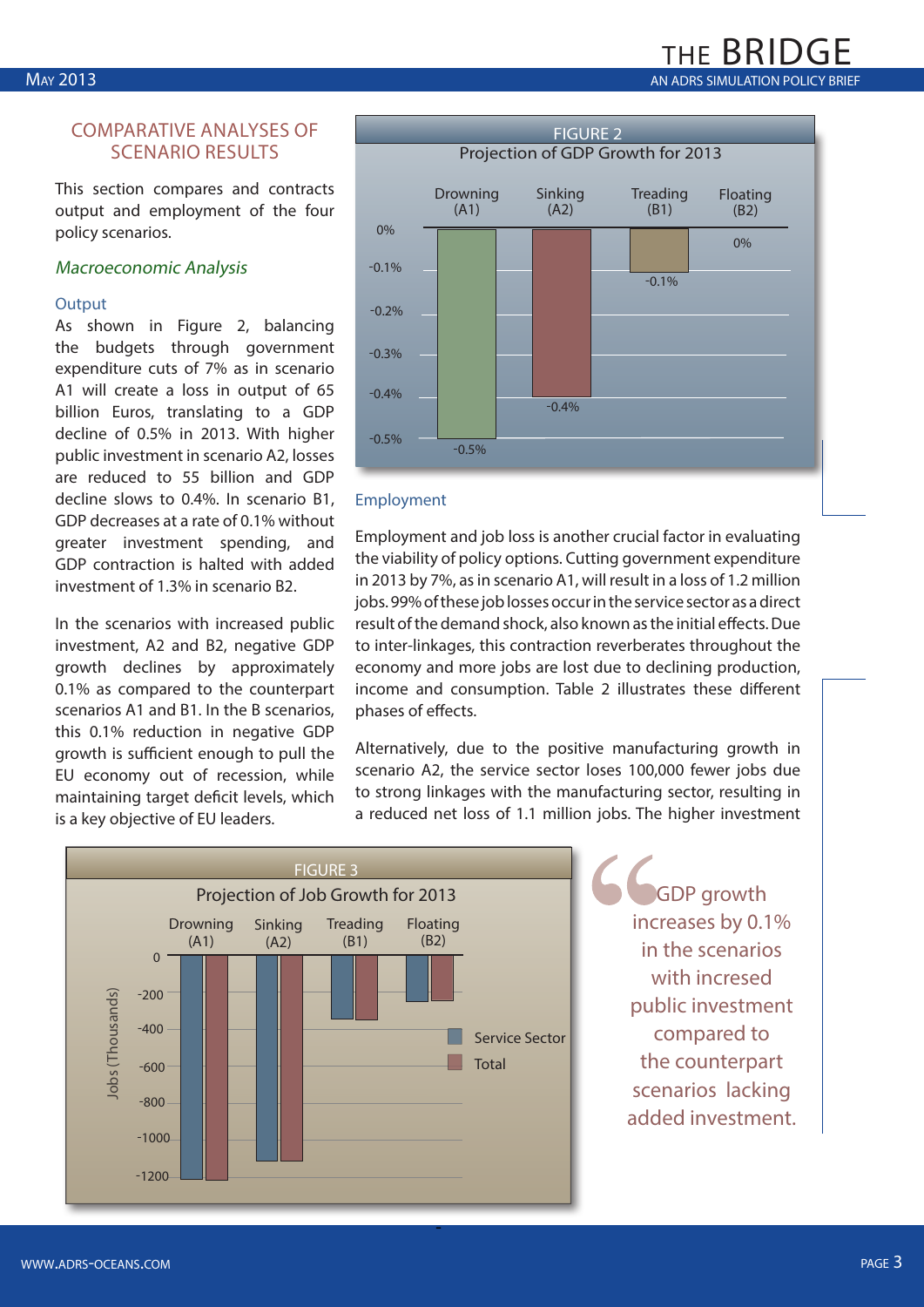## COMPARATIVE ANALYSES OF SCENARIO RESULTS

This section compares and contrasts output and employment of the four policy scenarios.

### *Macroeconomic Analysis*

#### Output

As shown in Figure 2, balancing the budgets through government expenditure cuts of 7% as in scenario A1 will create a loss in output of 65 billion Euros, translating to a GDP decline of 0.5% in 2013. With higher public investment in scenario A2, losses are reduced to 55 billion and GDP decline slows to 0.4%. In scenario B1, GDP decreases at a rate of 0.1% without greater investment spending, and GDP contraction is halted with added investment of 1.3% in scenario B2.

In the scenarios with increased public investment, A2 and B2, negative GDP growth declines by approximately 0.1% as compared to the counterpart scenarios A1 and B1. In the B scenarios, this 0.1% reduction in negative GDP growth is sufficient enough to pull the EU economy out of recession, while maintaining target deficit levels, which is a key objective of EU leaders.

FIGURE 2

Projection of GDP Growth for 2013

| | Drowning (A1) | Sinking (A2) | Treading (B1) | Floating (B2) |
|---|---|---|---|---|
| GDP growth | -0.5% | -0.4% | -0.1% | 0% |

#### Employment

Employment and job loss is another crucial factor in evaluating the viability of policy options. Cutting government expenditure in 2013 by 7%, as in scenario A1, will result in a loss of 1.2 million jobs. 99% of these job losses occur in the service sector as a direct result of the demand shock, also known as the initial effects. Due to inter-linkages, this contraction reverberates throughout the economy and more jobs are lost due to declining production, income and consumption. Table 2 illustrates these different phases of effects.

Alternatively, due to the positive manufacturing growth in scenario A2, the service sector loses 100,000 fewer jobs due to strong linkages with the manufacturing sector, resulting in a reduced net loss of 1.1 million jobs. The higher investment

FIGURE 3

Projection of Job Growth for 2013

(Jobs (Thousands); series: Service Sector, Total; scenarios: Drowning (A1), Sinking (A2), Treading (B1), Floating (B2))

> GDP growth increases by 0.1% in the scenarios with incresed public investment compared to the counterpart scenarios lacking added investment.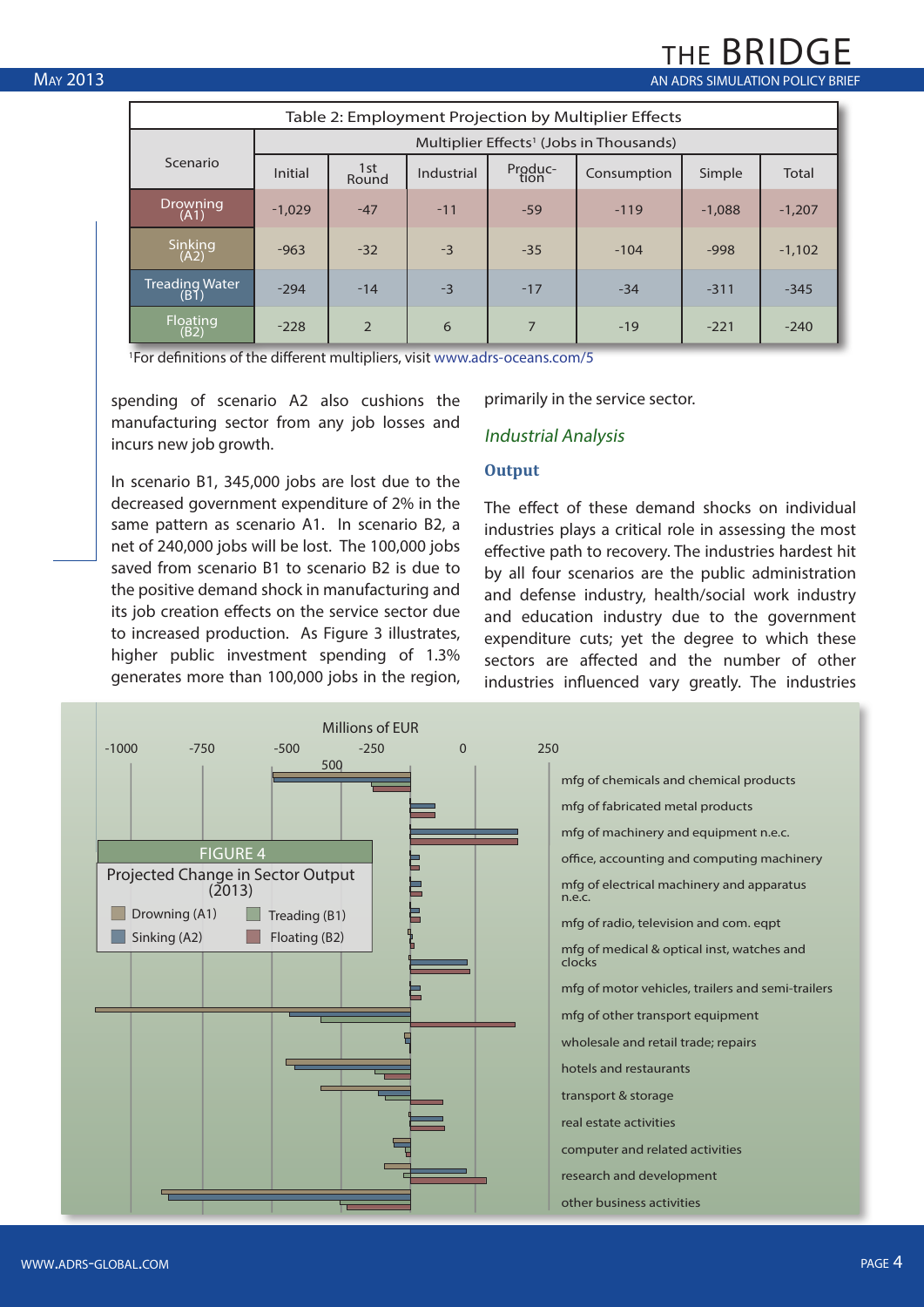Table 2: Employment Projection by Multiplier Effects

| Scenario | Multiplier Effects[1] (Jobs in Thousands) | | | | | | |
|---|---|---|---|---|---|---|---|
| | Initial | 1st Round | Industrial | Production | Consumption | Simple | Total |
| Drowning (A1) | -1,029 | -47 | -11 | -59 | -119 | -1,088 | -1,207 |
| Sinking (A2) | -963 | -32 | -3 | -35 | -104 | -998 | -1,102 |
| Treading Water (B1) | -294 | -14 | -3 | -17 | -34 | -311 | -345 |
| Floating (B2) | -228 | 2 | 6 | 7 | -19 | -221 | -240 |

[1]For definitions of the different multipliers, visit www.adrs-oceans.com/5

spending of scenario A2 also cushions the manufacturing sector from any job losses and incurs new job growth.

In scenario B1, 345,000 jobs are lost due to the decreased government expenditure of 2% in the same pattern as scenario A1. In scenario B2, a net of 240,000 jobs will be lost. The 100,000 jobs saved from scenario B1 to scenario B2 is due to the positive demand shock in manufacturing and its job creation effects on the service sector due to increased production. As Figure 3 illustrates, higher public investment spending of 1.3% generates more than 100,000 jobs in the region, primarily in the service sector.

## *Industrial Analysis*

### Output

The effect of these demand shocks on individual industries plays a critical role in assessing the most effective path to recovery. The industries hardest hit by all four scenarios are the public administration and defense industry, health/social work industry and education industry due to the government expenditure cuts; yet the degree to which these sectors are affected and the number of other industries influenced vary greatly. The industries

FIGURE 4

Projected Change in Sector Output (2013)

Drowning (A1) · Treading (B1) · Sinking (A2) · Floating (B2)

Millions of EUR

Sectors: mfg of chemicals and chemical products; mfg of fabricated metal products; mfg of machinery and equipment n.e.c.; office, accounting and computing machinery; mfg of electrical machinery and apparatus n.e.c.; mfg of radio, television and com. eqpt; mfg of medical & optical inst, watches and clocks; mfg of motor vehicles, trailers and semi-trailers; mfg of other transport equipment; wholesale and retail trade; repairs; hotels and restaurants; transport & storage; real estate activities; computer and related activities; research and development; other business activities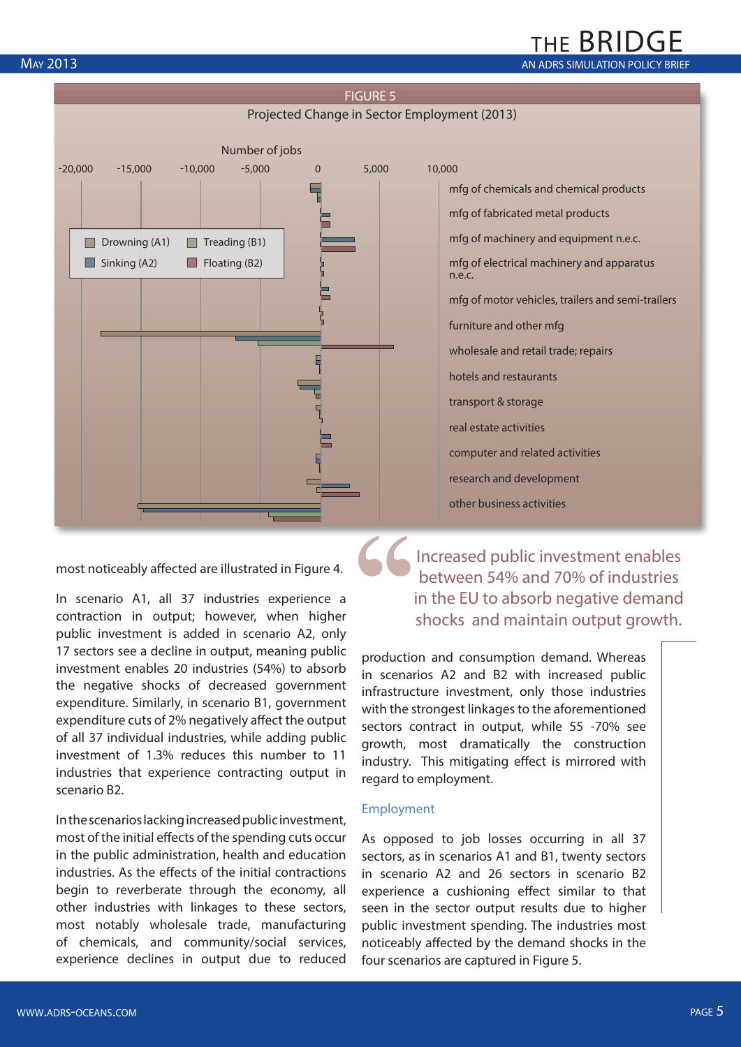FIGURE 5

Projected Change in Sector Employment (2013)

Number of jobs

-20,000 -15,000 -10,000 -5,000 0 5,000 10,000

Drowning (A1) Treading (B1) Sinking (A2) Floating (B2)

- mfg of chemicals and chemical products
- mfg of fabricated metal products
- mfg of machinery and equipment n.e.c.
- mfg of electrical machinery and apparatus n.e.c.
- mfg of motor vehicles, trailers and semi-trailers
- furniture and other mfg
- wholesale and retail trade; repairs
- hotels and restaurants
- transport & storage
- real estate activities
- computer and related activities
- research and development
- other business activities

most noticeably affected are illustrated in Figure 4.

In scenario A1, all 37 industries experience a contraction in output; however, when higher public investment is added in scenario A2, only 17 sectors see a decline in output, meaning public investment enables 20 industries (54%) to absorb the negative shocks of decreased government expenditure. Similarly, in scenario B1, government expenditure cuts of 2% negatively affect the output of all 37 individual industries, while adding public investment of 1.3% reduces this number to 11 industries that experience contracting output in scenario B2.

In the scenarios lacking increased public investment, most of the initial effects of the spending cuts occur in the public administration, health and education industries. As the effects of the initial contractions begin to reverberate through the economy, all other industries with linkages to these sectors, most notably wholesale trade, manufacturing of chemicals, and community/social services, experience declines in output due to reduced production and consumption demand. Whereas in scenarios A2 and B2 with increased public infrastructure investment, only those industries with the strongest linkages to the aforementioned sectors contract in output, while 55 -70% see growth, most dramatically the construction industry. This mitigating effect is mirrored with regard to employment.

> Increased public investment enables between 54% and 70% of industries in the EU to absorb negative demand shocks and maintain output growth.

## Employment

As opposed to job losses occurring in all 37 sectors, as in scenarios A1 and B1, twenty sectors in scenario A2 and 26 sectors in scenario B2 experience a cushioning effect similar to that seen in the sector output results due to higher public investment spending. The industries most noticeably affected by the demand shocks in the four scenarios are captured in Figure 5.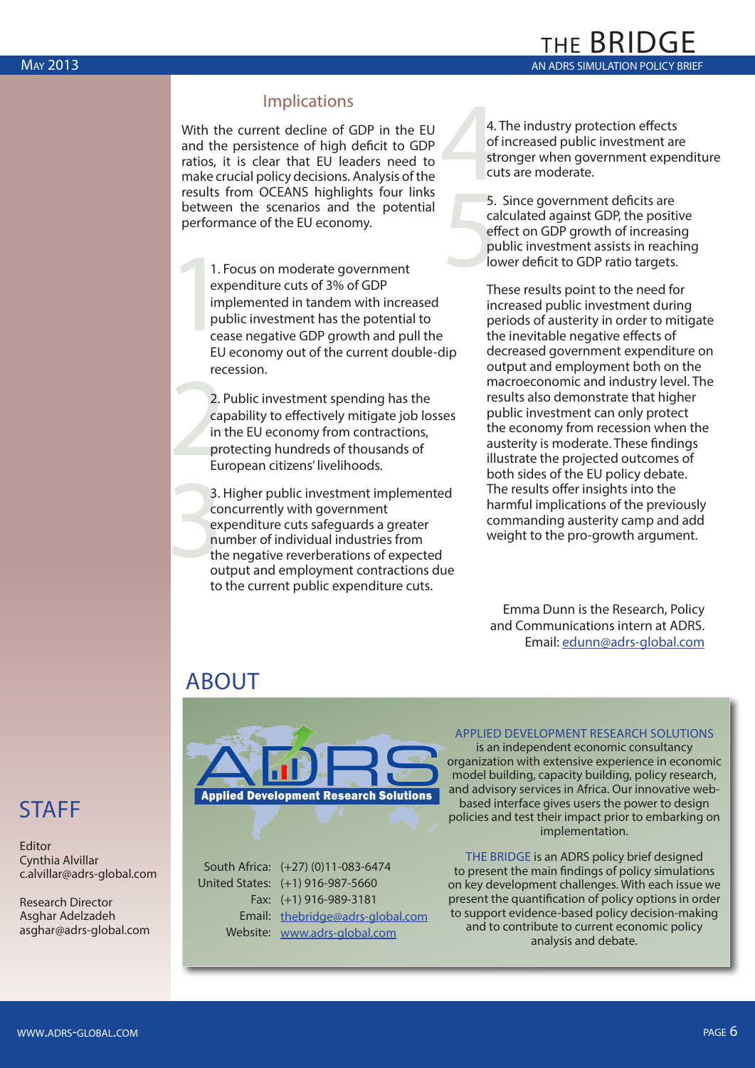## Implications

With the current decline of GDP in the EU and the persistence of high deficit to GDP ratios, it is clear that EU leaders need to make crucial policy decisions. Analysis of the results from OCEANS highlights four links between the scenarios and the potential performance of the EU economy.

1. Focus on moderate government expenditure cuts of 3% of GDP implemented in tandem with increased public investment has the potential to cease negative GDP growth and pull the EU economy out of the current double-dip recession.

2. Public investment spending has the capability to effectively mitigate job losses in the EU economy from contractions, protecting hundreds of thousands of European citizens' livelihoods.

3. Higher public investment implemented concurrently with government expenditure cuts safeguards a greater number of individual industries from the negative reverberations of expected output and employment contractions due to the current public expenditure cuts.

4. The industry protection effects of increased public investment are stronger when government expenditure cuts are moderate.

5. Since government deficits are calculated against GDP, the positive effect on GDP growth of increasing public investment assists in reaching lower deficit to GDP ratio targets.

These results point to the need for increased public investment during periods of austerity in order to mitigate the inevitable negative effects of decreased government expenditure on output and employment both on the macroeconomic and industry level. The results also demonstrate that higher public investment can only protect the economy from recession when the austerity is moderate. These findings illustrate the projected outcomes of both sides of the EU policy debate. The results offer insights into the harmful implications of the previously commanding austerity camp and add weight to the pro-growth argument.

Emma Dunn is the Research, Policy and Communications intern at ADRS. Email: edunn@adrs-global.com

## ABOUT

ADRS Applied Development Research Solutions

APPLIED DEVELOPMENT RESEARCH SOLUTIONS is an independent economic consultancy organization with extensive experience in economic model building, capacity building, policy research, and advisory services in Africa. Our innovative web-based interface gives users the power to design policies and test their impact prior to embarking on implementation.

THE BRIDGE is an ADRS policy brief designed to present the main findings of policy simulations on key development challenges. With each issue we present the quantification of policy options in order to support evidence-based policy decision-making and to contribute to current economic policy analysis and debate.

South Africa: (+27) (0)11-083-6474
United States: (+1) 916-987-5660
Fax: (+1) 916-989-3181
Email: thebridge@adrs-global.com
Website: www.adrs-global.com

## STAFF

Editor
Cynthia Alvillar
c.alvillar@adrs-global.com

Research Director
Asghar Adelzadeh
asghar@adrs-global.com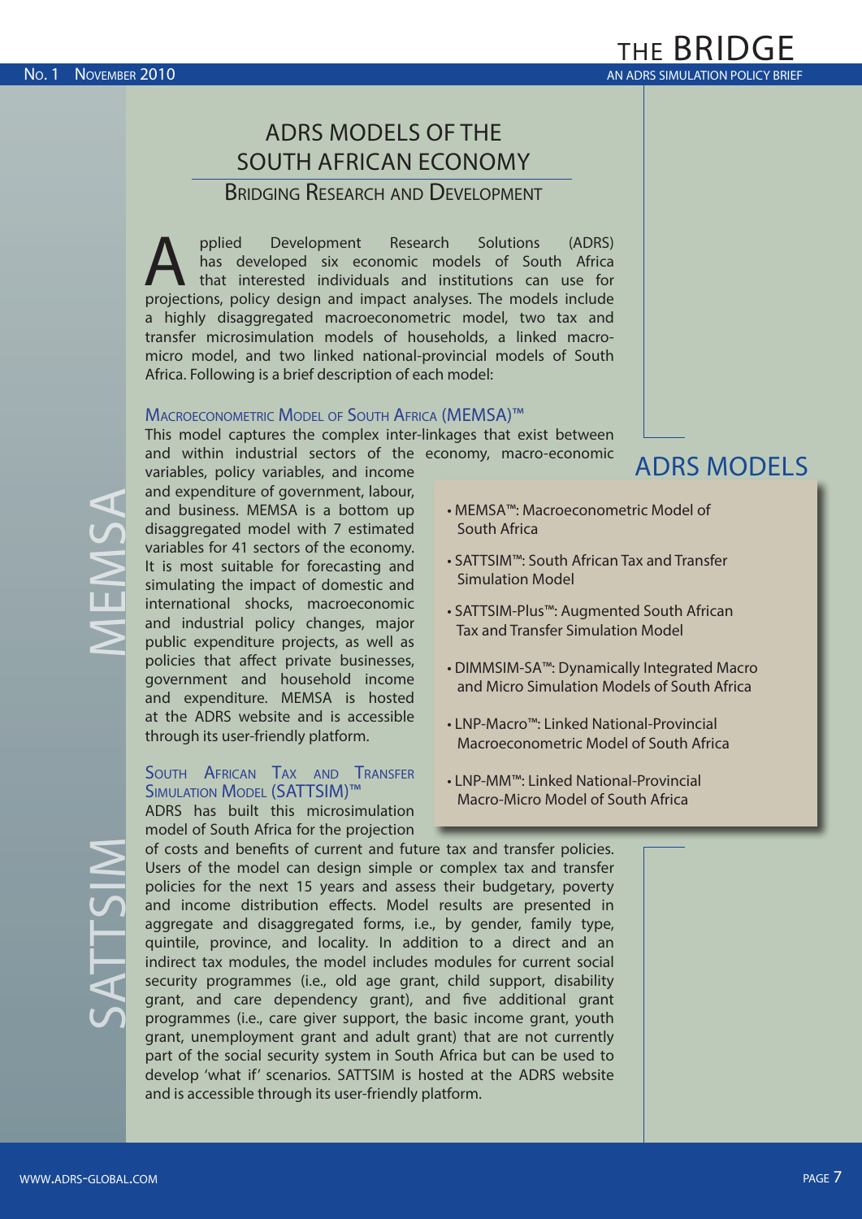# ADRS MODELS OF THE SOUTH AFRICAN ECONOMY

## Bridging Research and Development

Applied Development Research Solutions (ADRS) has developed six economic models of South Africa that interested individuals and institutions can use for projections, policy design and impact analyses. The models include a highly disaggregated macroeconometric model, two tax and transfer microsimulation models of households, a linked macro-micro model, and two linked national-provincial models of South Africa. Following is a brief description of each model:

### Macroeconometric Model of South Africa (MEMSA)™

This model captures the complex inter-linkages that exist between and within industrial sectors of the economy, macro-economic variables, policy variables, and income and expenditure of government, labour, and business. MEMSA is a bottom up disaggregated model with 7 estimated variables for 41 sectors of the economy. It is most suitable for forecasting and simulating the impact of domestic and international shocks, macroeconomic and industrial policy changes, major public expenditure projects, as well as policies that affect private businesses, government and household income and expenditure. MEMSA is hosted at the ADRS website and is accessible through its user-friendly platform.

### South African Tax and Transfer Simulation Model (SATTSIM)™

ADRS has built this microsimulation model of South Africa for the projection of costs and benefits of current and future tax and transfer policies. Users of the model can design simple or complex tax and transfer policies for the next 15 years and assess their budgetary, poverty and income distribution effects. Model results are presented in aggregate and disaggregated forms, i.e., by gender, family type, quintile, province, and locality. In addition to a direct and an indirect tax modules, the model includes modules for current social security programmes (i.e., old age grant, child support, disability grant, and care dependency grant), and five additional grant programmes (i.e., care giver support, the basic income grant, youth grant, unemployment grant and adult grant) that are not currently part of the social security system in South Africa but can be used to develop 'what if' scenarios. SATTSIM is hosted at the ADRS website and is accessible through its user-friendly platform.

## ADRS MODELS

- MEMSA™: Macroeconometric Model of South Africa
- SATTSIM™: South African Tax and Transfer Simulation Model
- SATTSIM-Plus™: Augmented South African Tax and Transfer Simulation Model
- DIMMSIM-SA™: Dynamically Integrated Macro and Micro Simulation Models of South Africa
- LNP-Macro™: Linked National-Provincial Macroeconometric Model of South Africa
- LNP-MM™: Linked National-Provincial Macro-Micro Model of South Africa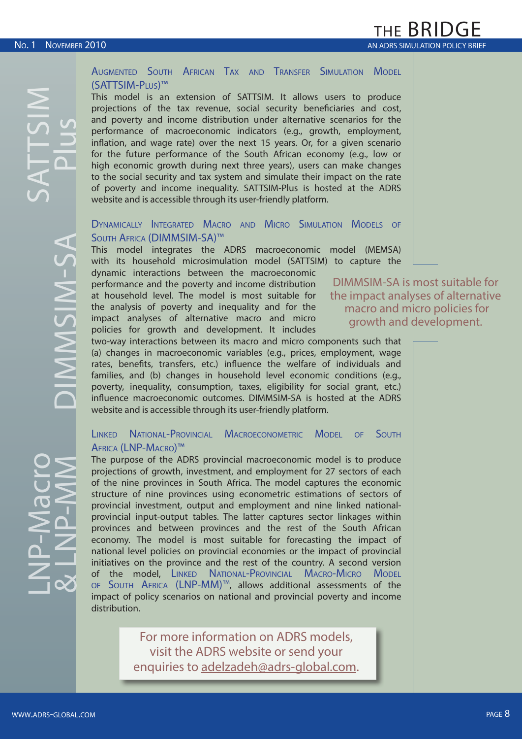## Augmented South African Tax and Transfer Simulation Model (SATTSIM-Plus)™

This model is an extension of SATTSIM. It allows users to produce projections of the tax revenue, social security beneficiaries and cost, and poverty and income distribution under alternative scenarios for the performance of macroeconomic indicators (e.g., growth, employment, inflation, and wage rate) over the next 15 years. Or, for a given scenario for the future performance of the South African economy (e.g., low or high economic growth during next three years), users can make changes to the social security and tax system and simulate their impact on the rate of poverty and income inequality. SATTSIM-Plus is hosted at the ADRS website and is accessible through its user-friendly platform.

## Dynamically Integrated Macro and Micro Simulation Models of South Africa (DIMMSIM-SA)™

This model integrates the ADRS macroeconomic model (MEMSA) with its household microsimulation model (SATTSIM) to capture the dynamic interactions between the macroeconomic performance and the poverty and income distribution at household level. The model is most suitable for the analysis of poverty and inequality and for the impact analyses of alternative macro and micro policies for growth and development. It includes two-way interactions between its macro and micro components such that (a) changes in macroeconomic variables (e.g., prices, employment, wage rates, benefits, transfers, etc.) influence the welfare of individuals and families, and (b) changes in household level economic conditions (e.g., poverty, inequality, consumption, taxes, eligibility for social grant, etc.) influence macroeconomic outcomes. DIMMSIM-SA is hosted at the ADRS website and is accessible through its user-friendly platform.

> DIMMSIM-SA is most suitable for the impact analyses of alternative macro and micro policies for growth and development.

## Linked National-Provincial Macroeconometric Model of South Africa (LNP-Macro)™

The purpose of the ADRS provincial macroeconomic model is to produce projections of growth, investment, and employment for 27 sectors of each of the nine provinces in South Africa. The model captures the economic structure of nine provinces using econometric estimations of sectors of provincial investment, output and employment and nine linked national-provincial input-output tables. The latter captures sector linkages within provinces and between provinces and the rest of the South African economy. The model is most suitable for forecasting the impact of national level policies on provincial economies or the impact of provincial initiatives on the province and the rest of the country. A second version of the model, Linked National-Provincial Macro-Micro Model of South Africa (LNP-MM)™, allows additional assessments of the impact of policy scenarios on national and provincial poverty and income distribution.

For more information on ADRS models, visit the ADRS website or send your enquiries to adelzadeh@adrs-global.com.